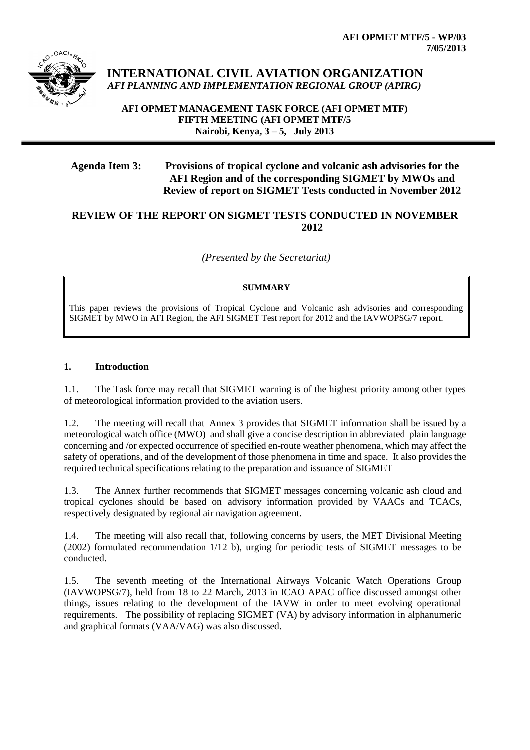**AFI OPMET MTF/5 - WP/03**
**7/05/2013**

# INTERNATIONAL CIVIL AVIATION ORGANIZATION

*AFI PLANNING AND IMPLEMENTATION REGIONAL GROUP (APIRG)*

**AFI OPMET MANAGEMENT TASK FORCE (AFI OPMET MTF)**
**FIFTH MEETING (AFI OPMET MTF/5**
**Nairobi, Kenya, 3 – 5, July 2013**

**Agenda Item 3: Provisions of tropical cyclone and volcanic ash advisories for the AFI Region and of the corresponding SIGMET by MWOs and Review of report on SIGMET Tests conducted in November 2012**

## REVIEW OF THE REPORT ON SIGMET TESTS CONDUCTED IN NOVEMBER 2012

*(Presented by the Secretariat)*

**SUMMARY**

This paper reviews the provisions of Tropical Cyclone and Volcanic ash advisories and corresponding SIGMET by MWO in AFI Region, the AFI SIGMET Test report for 2012 and the IAVWOPSG/7 report.

## 1. Introduction

1.1. The Task force may recall that SIGMET warning is of the highest priority among other types of meteorological information provided to the aviation users.

1.2. The meeting will recall that Annex 3 provides that SIGMET information shall be issued by a meteorological watch office (MWO) and shall give a concise description in abbreviated plain language concerning and /or expected occurrence of specified en-route weather phenomena, which may affect the safety of operations, and of the development of those phenomena in time and space. It also provides the required technical specifications relating to the preparation and issuance of SIGMET

1.3. The Annex further recommends that SIGMET messages concerning volcanic ash cloud and tropical cyclones should be based on advisory information provided by VAACs and TCACs, respectively designated by regional air navigation agreement.

1.4. The meeting will also recall that, following concerns by users, the MET Divisional Meeting (2002) formulated recommendation 1/12 b), urging for periodic tests of SIGMET messages to be conducted.

1.5. The seventh meeting of the International Airways Volcanic Watch Operations Group (IAVWOPSG/7), held from 18 to 22 March, 2013 in ICAO APAC office discussed amongst other things, issues relating to the development of the IAVW in order to meet evolving operational requirements. The possibility of replacing SIGMET (VA) by advisory information in alphanumeric and graphical formats (VAA/VAG) was also discussed.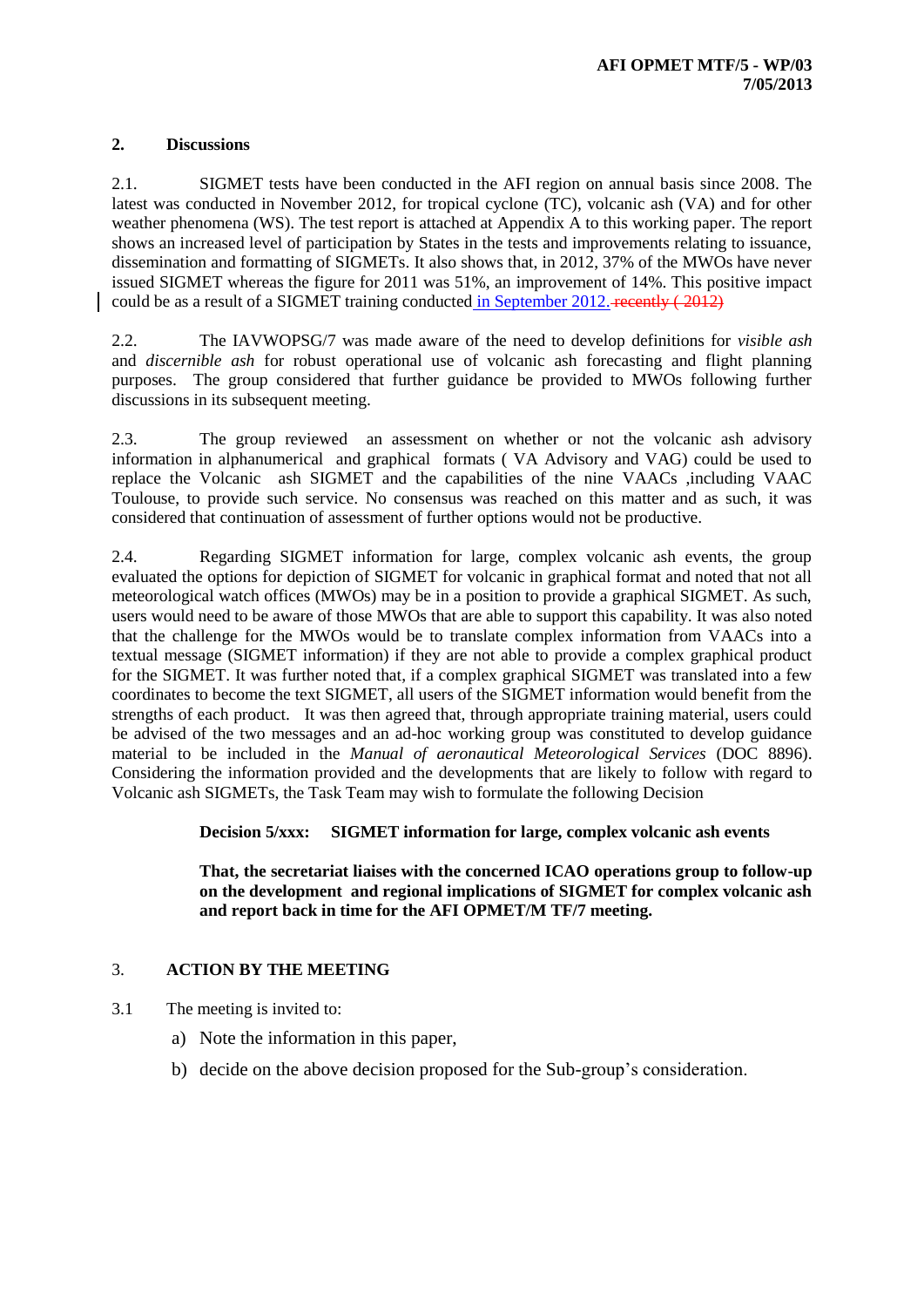## 2. Discussions

2.1. SIGMET tests have been conducted in the AFI region on annual basis since 2008. The latest was conducted in November 2012, for tropical cyclone (TC), volcanic ash (VA) and for other weather phenomena (WS). The test report is attached at Appendix A to this working paper. The report shows an increased level of participation by States in the tests and improvements relating to issuance, dissemination and formatting of SIGMETs. It also shows that, in 2012, 37% of the MWOs have never issued SIGMET whereas the figure for 2011 was 51%, an improvement of 14%. This positive impact could be as a result of a SIGMET training conducted in September 2012. ~~recently ( 2012)~~

2.2. The IAVWOPSG/7 was made aware of the need to develop definitions for *visible ash* and *discernible ash* for robust operational use of volcanic ash forecasting and flight planning purposes. The group considered that further guidance be provided to MWOs following further discussions in its subsequent meeting.

2.3. The group reviewed an assessment on whether or not the volcanic ash advisory information in alphanumerical and graphical formats ( VA Advisory and VAG) could be used to replace the Volcanic ash SIGMET and the capabilities of the nine VAACs ,including VAAC Toulouse, to provide such service. No consensus was reached on this matter and as such, it was considered that continuation of assessment of further options would not be productive.

2.4. Regarding SIGMET information for large, complex volcanic ash events, the group evaluated the options for depiction of SIGMET for volcanic in graphical format and noted that not all meteorological watch offices (MWOs) may be in a position to provide a graphical SIGMET. As such, users would need to be aware of those MWOs that are able to support this capability. It was also noted that the challenge for the MWOs would be to translate complex information from VAACs into a textual message (SIGMET information) if they are not able to provide a complex graphical product for the SIGMET. It was further noted that, if a complex graphical SIGMET was translated into a few coordinates to become the text SIGMET, all users of the SIGMET information would benefit from the strengths of each product. It was then agreed that, through appropriate training material, users could be advised of the two messages and an ad-hoc working group was constituted to develop guidance material to be included in the *Manual of aeronautical Meteorological Services* (DOC 8896). Considering the information provided and the developments that are likely to follow with regard to Volcanic ash SIGMETs, the Task Team may wish to formulate the following Decision

**Decision 5/xxx: SIGMET information for large, complex volcanic ash events**

**That, the secretariat liaises with the concerned ICAO operations group to follow-up on the development and regional implications of SIGMET for complex volcanic ash and report back in time for the AFI OPMET/M TF/7 meeting.**

## 3. ACTION BY THE MEETING

3.1 The meeting is invited to:

a) Note the information in this paper,

b) decide on the above decision proposed for the Sub-group's consideration.